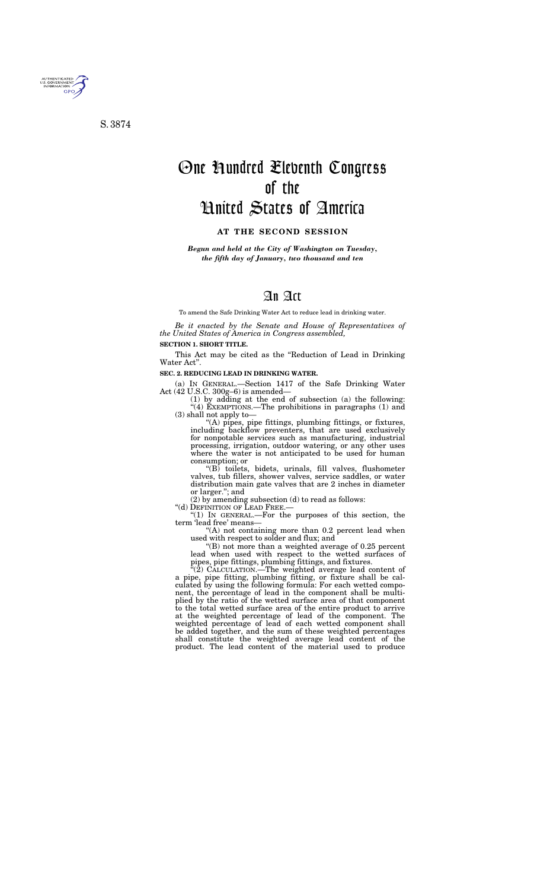S. 3874

# One Hundred Eleventh Congress of the United States of America

## AT THE SECOND SESSION

*Begun and held at the City of Washington on Tuesday, the fifth day of January, two thousand and ten*

# An Act

To amend the Safe Drinking Water Act to reduce lead in drinking water.

*Be it enacted by the Senate and House of Representatives of the United States of America in Congress assembled,*

**SECTION 1. SHORT TITLE.**

This Act may be cited as the "Reduction of Lead in Drinking Water Act".

**SEC. 2. REDUCING LEAD IN DRINKING WATER.**

(a) IN GENERAL.—Section 1417 of the Safe Drinking Water Act (42 U.S.C. 300g–6) is amended—

(1) by adding at the end of subsection (a) the following:

"(4) EXEMPTIONS.—The prohibitions in paragraphs (1) and (3) shall not apply to—

"(A) pipes, pipe fittings, plumbing fittings, or fixtures, including backflow preventers, that are used exclusively for nonpotable services such as manufacturing, industrial processing, irrigation, outdoor watering, or any other uses where the water is not anticipated to be used for human consumption; or

"(B) toilets, bidets, urinals, fill valves, flushometer valves, tub fillers, shower valves, service saddles, or water distribution main gate valves that are 2 inches in diameter or larger."; and

(2) by amending subsection (d) to read as follows:

"(d) DEFINITION OF LEAD FREE.—

"(1) IN GENERAL.—For the purposes of this section, the term 'lead free' means—

"(A) not containing more than 0.2 percent lead when used with respect to solder and flux; and

"(B) not more than a weighted average of 0.25 percent lead when used with respect to the wetted surfaces of pipes, pipe fittings, plumbing fittings, and fixtures.

"(2) CALCULATION.—The weighted average lead content of a pipe, pipe fitting, plumbing fitting, or fixture shall be calculated by using the following formula: For each wetted component, the percentage of lead in the component shall be multiplied by the ratio of the wetted surface area of that component to the total wetted surface area of the entire product to arrive at the weighted percentage of lead of the component. The weighted percentage of lead of each wetted component shall be added together, and the sum of these weighted percentages shall constitute the weighted average lead content of the product. The lead content of the material used to produce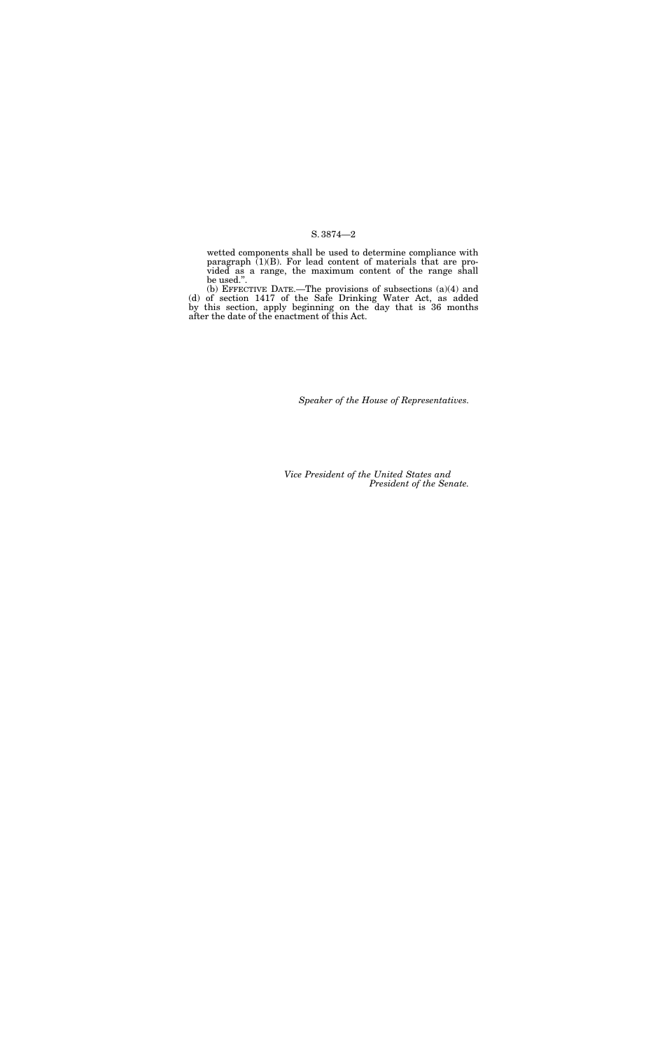wetted components shall be used to determine compliance with paragraph (1)(B). For lead content of materials that are provided as a range, the maximum content of the range shall be used.".

(b) EFFECTIVE DATE.—The provisions of subsections (a)(4) and (d) of section 1417 of the Safe Drinking Water Act, as added by this section, apply beginning on the day that is 36 months after the date of the enactment of this Act.

*Speaker of the House of Representatives.*

*Vice President of the United States and President of the Senate.*